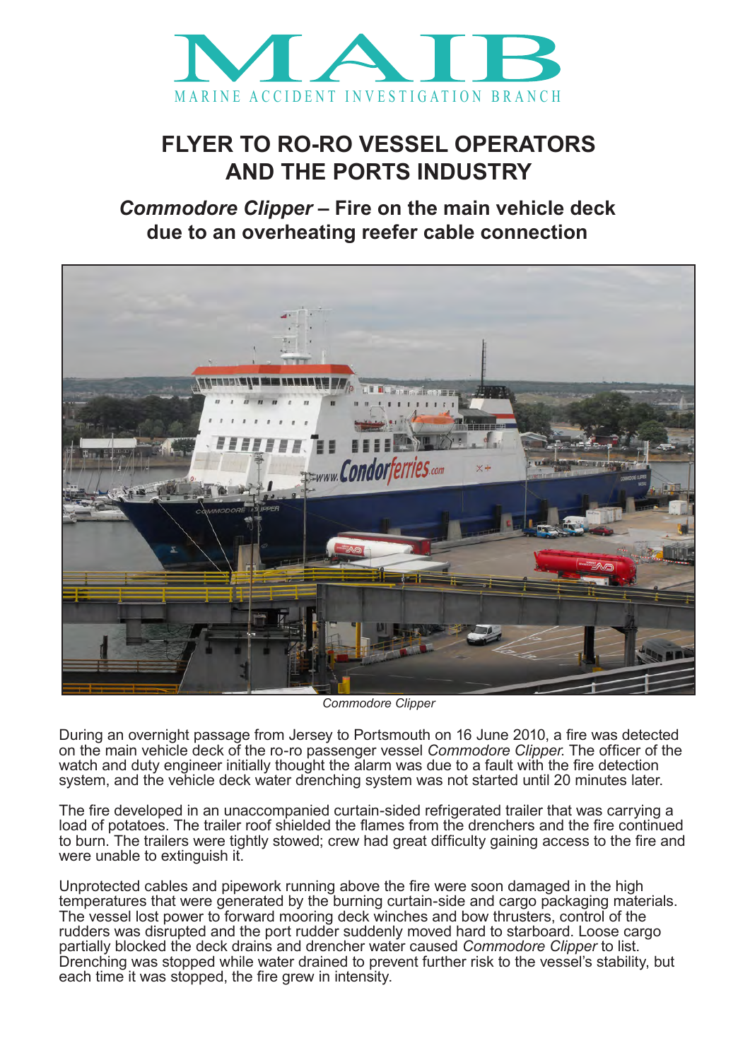MAIB

MARINE ACCIDENT INVESTIGATION BRANCH

# FLYER TO RO-RO VESSEL OPERATORS AND THE PORTS INDUSTRY

## *Commodore Clipper* – Fire on the main vehicle deck due to an overheating reefer cable connection

*Commodore Clipper*

During an overnight passage from Jersey to Portsmouth on 16 June 2010, a fire was detected on the main vehicle deck of the ro-ro passenger vessel *Commodore Clipper.* The officer of the watch and duty engineer initially thought the alarm was due to a fault with the fire detection system, and the vehicle deck water drenching system was not started until 20 minutes later.

The fire developed in an unaccompanied curtain-sided refrigerated trailer that was carrying a load of potatoes. The trailer roof shielded the flames from the drenchers and the fire continued to burn. The trailers were tightly stowed; crew had great difficulty gaining access to the fire and were unable to extinguish it.

Unprotected cables and pipework running above the fire were soon damaged in the high temperatures that were generated by the burning curtain-side and cargo packaging materials. The vessel lost power to forward mooring deck winches and bow thrusters, control of the rudders was disrupted and the port rudder suddenly moved hard to starboard. Loose cargo partially blocked the deck drains and drencher water caused *Commodore Clipper* to list. Drenching was stopped while water drained to prevent further risk to the vessel's stability, but each time it was stopped, the fire grew in intensity.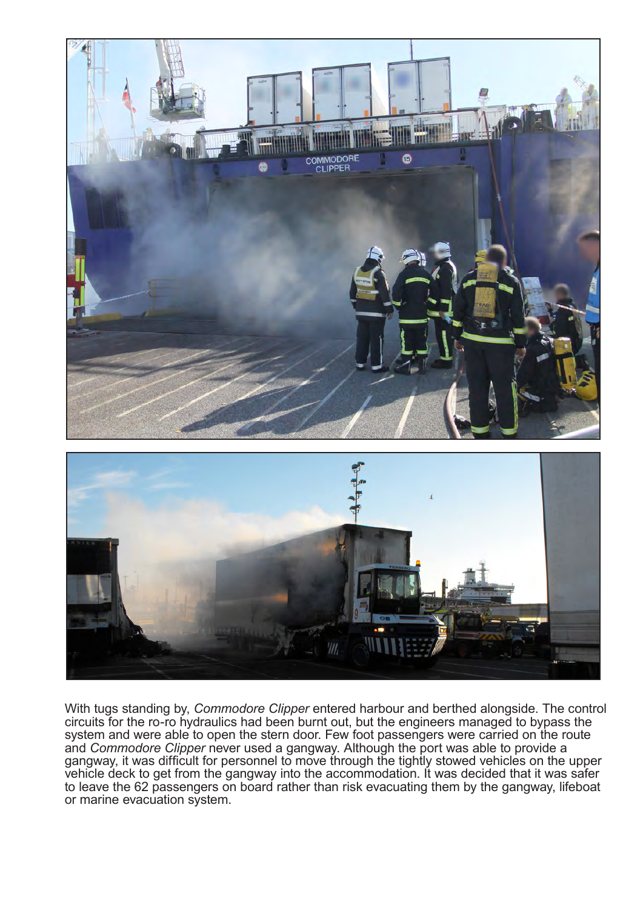With tugs standing by, *Commodore Clipper* entered harbour and berthed alongside. The control circuits for the ro-ro hydraulics had been burnt out, but the engineers managed to bypass the system and were able to open the stern door. Few foot passengers were carried on the route and *Commodore Clipper* never used a gangway. Although the port was able to provide a gangway, it was difficult for personnel to move through the tightly stowed vehicles on the upper vehicle deck to get from the gangway into the accommodation. It was decided that it was safer to leave the 62 passengers on board rather than risk evacuating them by the gangway, lifeboat or marine evacuation system.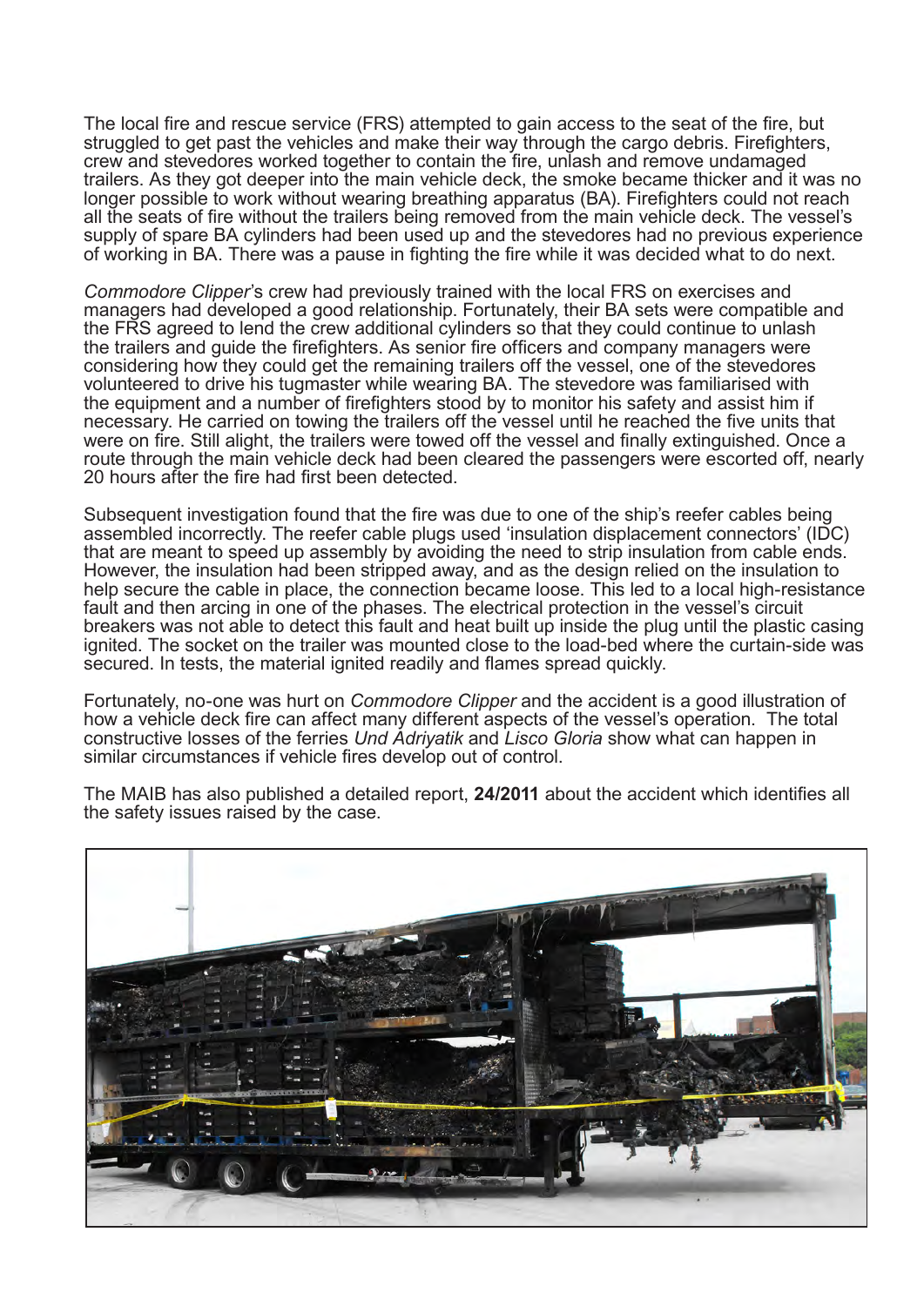The local fire and rescue service (FRS) attempted to gain access to the seat of the fire, but struggled to get past the vehicles and make their way through the cargo debris. Firefighters, crew and stevedores worked together to contain the fire, unlash and remove undamaged trailers. As they got deeper into the main vehicle deck, the smoke became thicker and it was no longer possible to work without wearing breathing apparatus (BA). Firefighters could not reach all the seats of fire without the trailers being removed from the main vehicle deck. The vessel's supply of spare BA cylinders had been used up and the stevedores had no previous experience of working in BA. There was a pause in fighting the fire while it was decided what to do next.

*Commodore Clipper*'s crew had previously trained with the local FRS on exercises and managers had developed a good relationship. Fortunately, their BA sets were compatible and the FRS agreed to lend the crew additional cylinders so that they could continue to unlash the trailers and guide the firefighters. As senior fire officers and company managers were considering how they could get the remaining trailers off the vessel, one of the stevedores volunteered to drive his tugmaster while wearing BA. The stevedore was familiarised with the equipment and a number of firefighters stood by to monitor his safety and assist him if necessary. He carried on towing the trailers off the vessel until he reached the five units that were on fire. Still alight, the trailers were towed off the vessel and finally extinguished. Once a route through the main vehicle deck had been cleared the passengers were escorted off, nearly 20 hours after the fire had first been detected.

Subsequent investigation found that the fire was due to one of the ship's reefer cables being assembled incorrectly. The reefer cable plugs used 'insulation displacement connectors' (IDC) that are meant to speed up assembly by avoiding the need to strip insulation from cable ends. However, the insulation had been stripped away, and as the design relied on the insulation to help secure the cable in place, the connection became loose. This led to a local high-resistance fault and then arcing in one of the phases. The electrical protection in the vessel's circuit breakers was not able to detect this fault and heat built up inside the plug until the plastic casing ignited. The socket on the trailer was mounted close to the load-bed where the curtain-side was secured. In tests, the material ignited readily and flames spread quickly.

Fortunately, no-one was hurt on *Commodore Clipper* and the accident is a good illustration of how a vehicle deck fire can affect many different aspects of the vessel's operation. The total constructive losses of the ferries *Und Adriyatik* and *Lisco Gloria* show what can happen in similar circumstances if vehicle fires develop out of control.

The MAIB has also published a detailed report, **24/2011** about the accident which identifies all the safety issues raised by the case.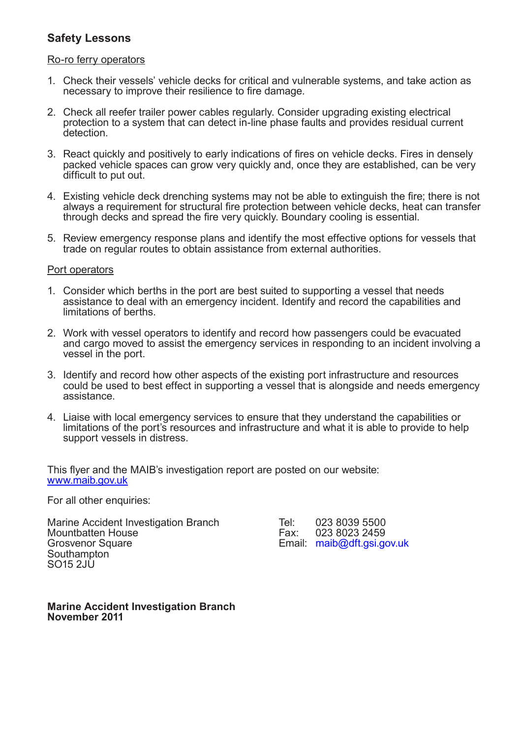## Safety Lessons

Ro-ro ferry operators

1. Check their vessels' vehicle decks for critical and vulnerable systems, and take action as necessary to improve their resilience to fire damage.

2. Check all reefer trailer power cables regularly. Consider upgrading existing electrical protection to a system that can detect in-line phase faults and provides residual current detection.

3. React quickly and positively to early indications of fires on vehicle decks. Fires in densely packed vehicle spaces can grow very quickly and, once they are established, can be very difficult to put out.

4. Existing vehicle deck drenching systems may not be able to extinguish the fire; there is not always a requirement for structural fire protection between vehicle decks, heat can transfer through decks and spread the fire very quickly. Boundary cooling is essential.

5. Review emergency response plans and identify the most effective options for vessels that trade on regular routes to obtain assistance from external authorities.

Port operators

1. Consider which berths in the port are best suited to supporting a vessel that needs assistance to deal with an emergency incident. Identify and record the capabilities and limitations of berths.

2. Work with vessel operators to identify and record how passengers could be evacuated and cargo moved to assist the emergency services in responding to an incident involving a vessel in the port.

3. Identify and record how other aspects of the existing port infrastructure and resources could be used to best effect in supporting a vessel that is alongside and needs emergency assistance.

4. Liaise with local emergency services to ensure that they understand the capabilities or limitations of the port's resources and infrastructure and what it is able to provide to help support vessels in distress.

This flyer and the MAIB's investigation report are posted on our website: www.maib.gov.uk

For all other enquiries:

Marine Accident Investigation Branch
Mountbatten House
Grosvenor Square
Southampton
SO15 2JU

Tel: 023 8039 5500
Fax: 023 8023 2459
Email: maib@dft.gsi.gov.uk

**Marine Accident Investigation Branch**
**November 2011**